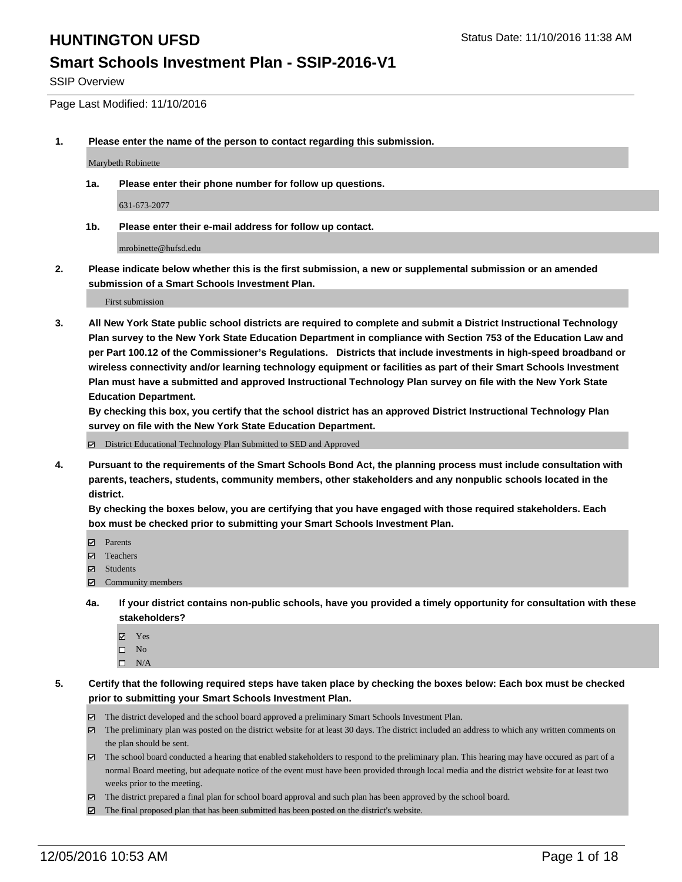# HUNTINGTON UFSD

Status Date: 11/10/2016 11:38 AM

## Smart Schools Investment Plan - SSIP-2016-V1

SSIP Overview

Page Last Modified: 11/10/2016

**1. Please enter the name of the person to contact regarding this submission.**

Marybeth Robinette

**1a. Please enter their phone number for follow up questions.**

631-673-2077

**1b. Please enter their e-mail address for follow up contact.**

mrobinette@hufsd.edu

**2. Please indicate below whether this is the first submission, a new or supplemental submission or an amended submission of a Smart Schools Investment Plan.**

First submission

**3. All New York State public school districts are required to complete and submit a District Instructional Technology Plan survey to the New York State Education Department in compliance with Section 753 of the Education Law and per Part 100.12 of the Commissioner's Regulations. Districts that include investments in high-speed broadband or wireless connectivity and/or learning technology equipment or facilities as part of their Smart Schools Investment Plan must have a submitted and approved Instructional Technology Plan survey on file with the New York State Education Department.**
**By checking this box, you certify that the school district has an approved District Instructional Technology Plan survey on file with the New York State Education Department.**

- [x] District Educational Technology Plan Submitted to SED and Approved

**4. Pursuant to the requirements of the Smart Schools Bond Act, the planning process must include consultation with parents, teachers, students, community members, other stakeholders and any nonpublic schools located in the district.**
**By checking the boxes below, you are certifying that you have engaged with those required stakeholders. Each box must be checked prior to submitting your Smart Schools Investment Plan.**

- [x] Parents
- [x] Teachers
- [x] Students
- [x] Community members

**4a. If your district contains non-public schools, have you provided a timely opportunity for consultation with these stakeholders?**

- [x] Yes
- [ ] No
- [ ] N/A

**5. Certify that the following required steps have taken place by checking the boxes below: Each box must be checked prior to submitting your Smart Schools Investment Plan.**

- [x] The district developed and the school board approved a preliminary Smart Schools Investment Plan.
- [x] The preliminary plan was posted on the district website for at least 30 days. The district included an address to which any written comments on the plan should be sent.
- [x] The school board conducted a hearing that enabled stakeholders to respond to the preliminary plan. This hearing may have occured as part of a normal Board meeting, but adequate notice of the event must have been provided through local media and the district website for at least two weeks prior to the meeting.
- [x] The district prepared a final plan for school board approval and such plan has been approved by the school board.
- [x] The final proposed plan that has been submitted has been posted on the district's website.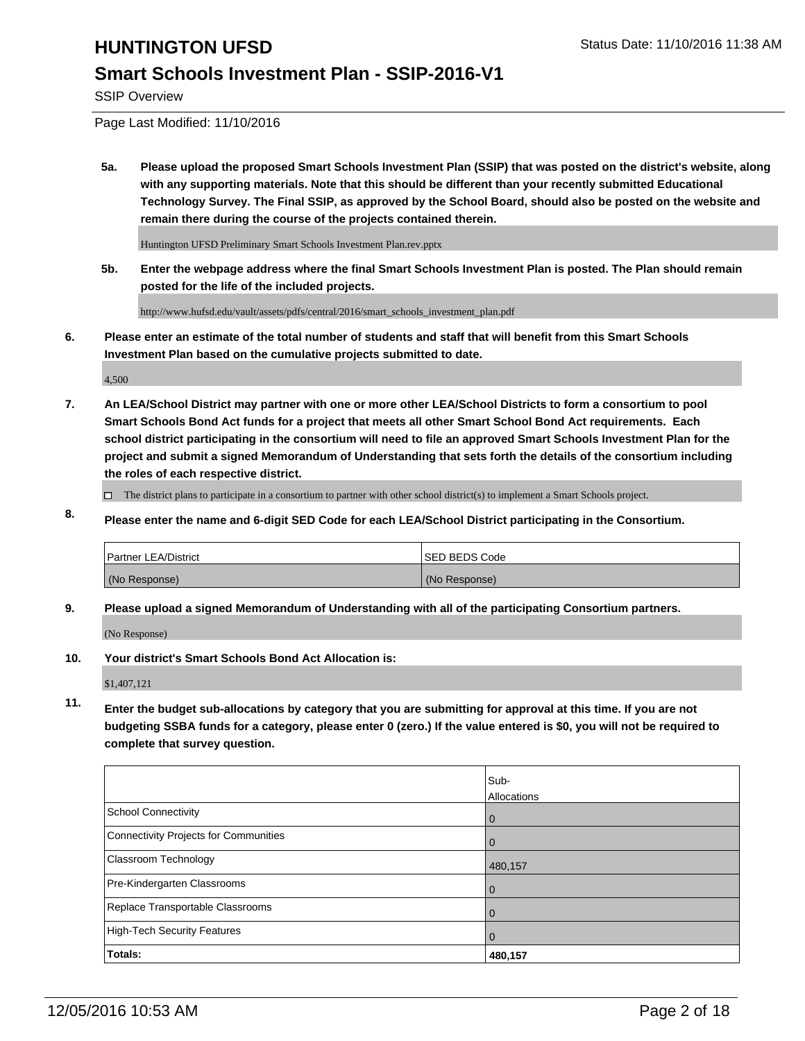# HUNTINGTON UFSD

## Smart Schools Investment Plan - SSIP-2016-V1

SSIP Overview

Page Last Modified: 11/10/2016

**5a. Please upload the proposed Smart Schools Investment Plan (SSIP) that was posted on the district's website, along with any supporting materials. Note that this should be different than your recently submitted Educational Technology Survey. The Final SSIP, as approved by the School Board, should also be posted on the website and remain there during the course of the projects contained therein.**

Huntington UFSD Preliminary Smart Schools Investment Plan.rev.pptx

**5b. Enter the webpage address where the final Smart Schools Investment Plan is posted. The Plan should remain posted for the life of the included projects.**

http://www.hufsd.edu/vault/assets/pdfs/central/2016/smart_schools_investment_plan.pdf

**6. Please enter an estimate of the total number of students and staff that will benefit from this Smart Schools Investment Plan based on the cumulative projects submitted to date.**

4,500

**7. An LEA/School District may partner with one or more other LEA/School Districts to form a consortium to pool Smart Schools Bond Act funds for a project that meets all other Smart School Bond Act requirements. Each school district participating in the consortium will need to file an approved Smart Schools Investment Plan for the project and submit a signed Memorandum of Understanding that sets forth the details of the consortium including the roles of each respective district.**

☐ The district plans to participate in a consortium to partner with other school district(s) to implement a Smart Schools project.

**8. Please enter the name and 6-digit SED Code for each LEA/School District participating in the Consortium.**

| Partner LEA/District | SED BEDS Code |
|---|---|
| (No Response) | (No Response) |

**9. Please upload a signed Memorandum of Understanding with all of the participating Consortium partners.**

(No Response)

**10. Your district's Smart Schools Bond Act Allocation is:**

$1,407,121

**11. Enter the budget sub-allocations by category that you are submitting for approval at this time. If you are not budgeting SSBA funds for a category, please enter 0 (zero.) If the value entered is $0, you will not be required to complete that survey question.**

| | Sub-Allocations |
|---|---|
| School Connectivity | 0 |
| Connectivity Projects for Communities | 0 |
| Classroom Technology | 480,157 |
| Pre-Kindergarten Classrooms | 0 |
| Replace Transportable Classrooms | 0 |
| High-Tech Security Features | 0 |
| **Totals:** | **480,157** |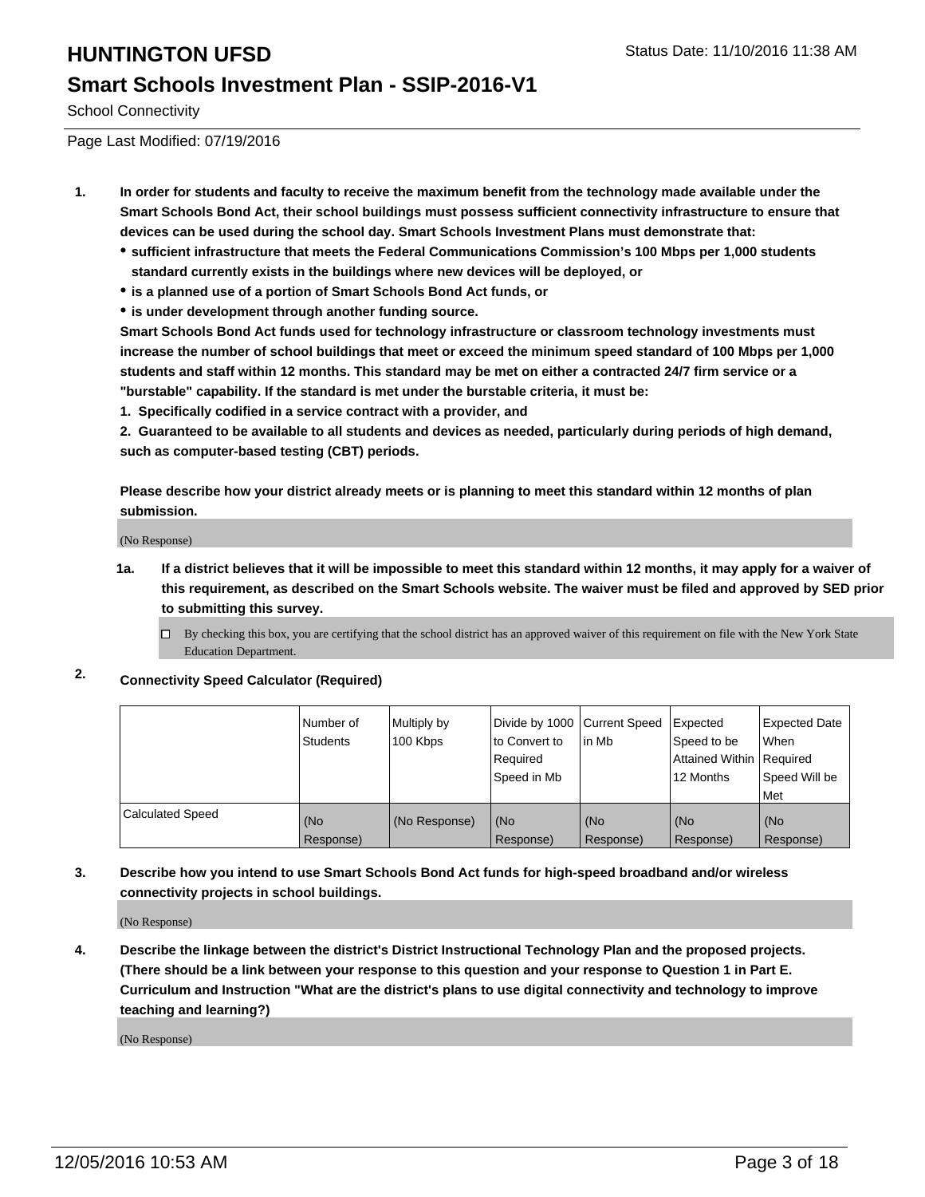# HUNTINGTON UFSD

Status Date: 11/10/2016 11:38 AM

## Smart Schools Investment Plan - SSIP-2016-V1

School Connectivity

Page Last Modified: 07/19/2016

1. **In order for students and faculty to receive the maximum benefit from the technology made available under the Smart Schools Bond Act, their school buildings must possess sufficient connectivity infrastructure to ensure that devices can be used during the school day. Smart Schools Investment Plans must demonstrate that:**
   - **sufficient infrastructure that meets the Federal Communications Commission's 100 Mbps per 1,000 students standard currently exists in the buildings where new devices will be deployed, or**
   - **is a planned use of a portion of Smart Schools Bond Act funds, or**
   - **is under development through another funding source.**

   **Smart Schools Bond Act funds used for technology infrastructure or classroom technology investments must increase the number of school buildings that meet or exceed the minimum speed standard of 100 Mbps per 1,000 students and staff within 12 months. This standard may be met on either a contracted 24/7 firm service or a "burstable" capability. If the standard is met under the burstable criteria, it must be:**

   **1. Specifically codified in a service contract with a provider, and**

   **2. Guaranteed to be available to all students and devices as needed, particularly during periods of high demand, such as computer-based testing (CBT) periods.**

   **Please describe how your district already meets or is planning to meet this standard within 12 months of plan submission.**

   (No Response)

   **1a. If a district believes that it will be impossible to meet this standard within 12 months, it may apply for a waiver of this requirement, as described on the Smart Schools website. The waiver must be filed and approved by SED prior to submitting this survey.**

   ☐ By checking this box, you are certifying that the school district has an approved waiver of this requirement on file with the New York State Education Department.

2. **Connectivity Speed Calculator (Required)**

| | Number of Students | Multiply by 100 Kbps | Divide by 1000 to Convert to Required Speed in Mb | Current Speed in Mb | Expected Speed to be Attained Within 12 Months | Expected Date When Required Speed Will be Met |
|---|---|---|---|---|---|---|
| Calculated Speed | (No Response) | (No Response) | (No Response) | (No Response) | (No Response) | (No Response) |

3. **Describe how you intend to use Smart Schools Bond Act funds for high-speed broadband and/or wireless connectivity projects in school buildings.**

   (No Response)

4. **Describe the linkage between the district's District Instructional Technology Plan and the proposed projects. (There should be a link between your response to this question and your response to Question 1 in Part E. Curriculum and Instruction "What are the district's plans to use digital connectivity and technology to improve teaching and learning?)**

   (No Response)

12/05/2016 10:53 AM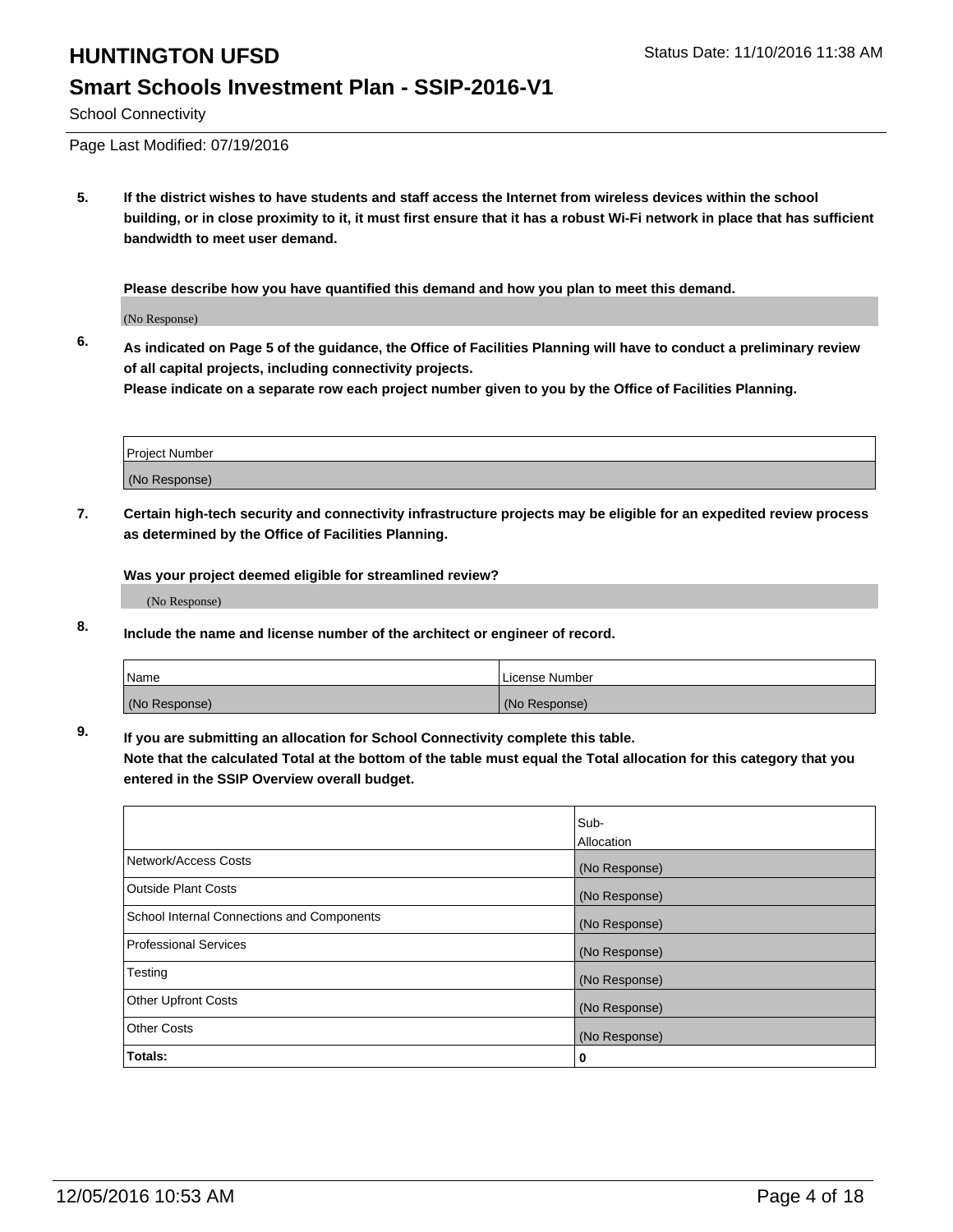School Connectivity

Page Last Modified: 07/19/2016

**5. If the district wishes to have students and staff access the Internet from wireless devices within the school building, or in close proximity to it, it must first ensure that it has a robust Wi-Fi network in place that has sufficient bandwidth to meet user demand.**

**Please describe how you have quantified this demand and how you plan to meet this demand.**

(No Response)

**6. As indicated on Page 5 of the guidance, the Office of Facilities Planning will have to conduct a preliminary review of all capital projects, including connectivity projects.**
**Please indicate on a separate row each project number given to you by the Office of Facilities Planning.**

| Project Number |
|---|
| (No Response) |

**7. Certain high-tech security and connectivity infrastructure projects may be eligible for an expedited review process as determined by the Office of Facilities Planning.**

**Was your project deemed eligible for streamlined review?**

(No Response)

**8. Include the name and license number of the architect or engineer of record.**

| Name | License Number |
|---|---|
| (No Response) | (No Response) |

**9. If you are submitting an allocation for School Connectivity complete this table.**
**Note that the calculated Total at the bottom of the table must equal the Total allocation for this category that you entered in the SSIP Overview overall budget.**

| | Sub-Allocation |
|---|---|
| Network/Access Costs | (No Response) |
| Outside Plant Costs | (No Response) |
| School Internal Connections and Components | (No Response) |
| Professional Services | (No Response) |
| Testing | (No Response) |
| Other Upfront Costs | (No Response) |
| Other Costs | (No Response) |
| **Totals:** | **0** |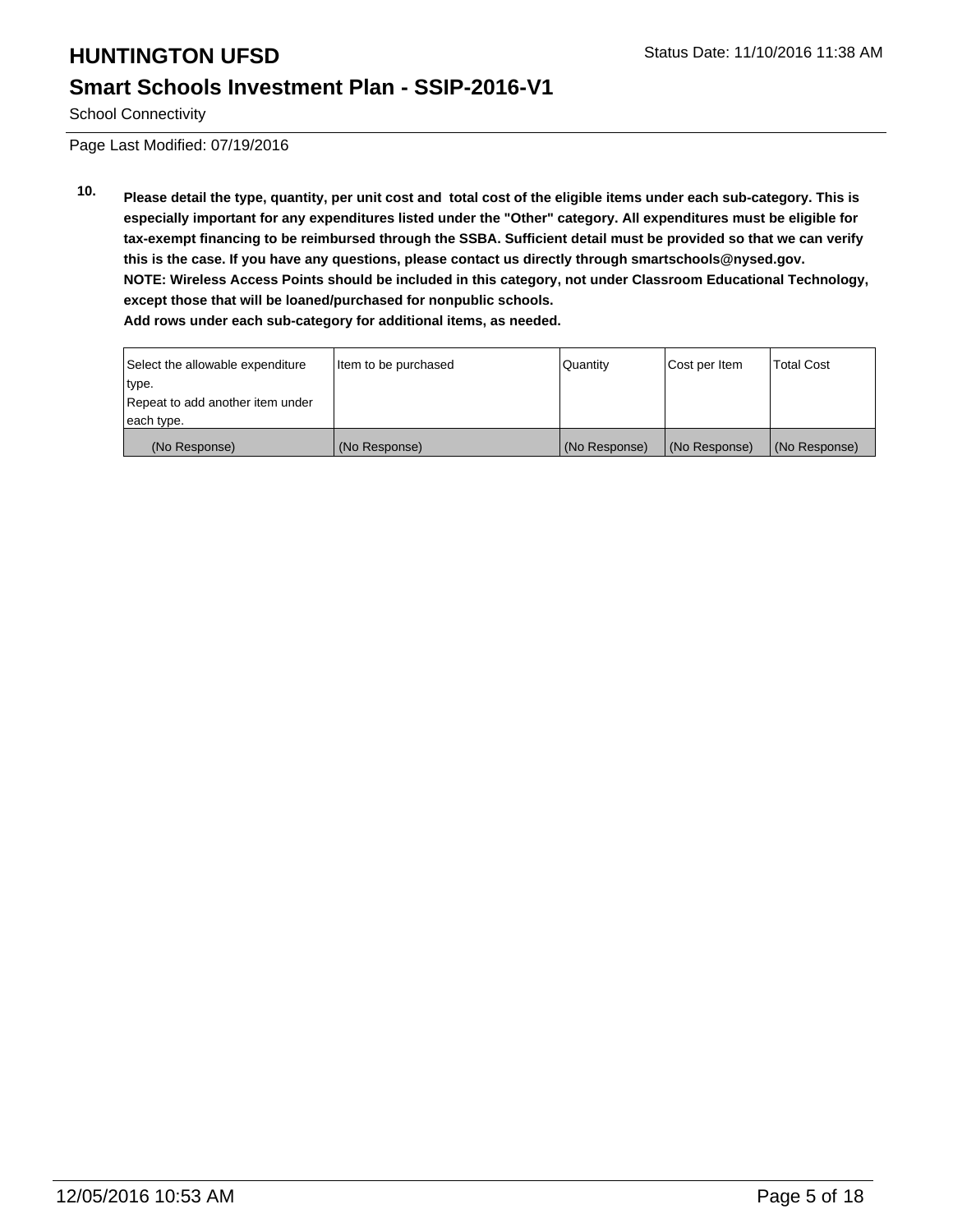# HUNTINGTON UFSD

Status Date: 11/10/2016 11:38 AM

## Smart Schools Investment Plan - SSIP-2016-V1

School Connectivity

Page Last Modified: 07/19/2016

**10. Please detail the type, quantity, per unit cost and total cost of the eligible items under each sub-category. This is especially important for any expenditures listed under the "Other" category. All expenditures must be eligible for tax-exempt financing to be reimbursed through the SSBA. Sufficient detail must be provided so that we can verify this is the case. If you have any questions, please contact us directly through smartschools@nysed.gov. NOTE: Wireless Access Points should be included in this category, not under Classroom Educational Technology, except those that will be loaned/purchased for nonpublic schools. Add rows under each sub-category for additional items, as needed.**

| Select the allowable expenditure type. Repeat to add another item under each type. | Item to be purchased | Quantity | Cost per Item | Total Cost |
|---|---|---|---|---|
| (No Response) | (No Response) | (No Response) | (No Response) | (No Response) |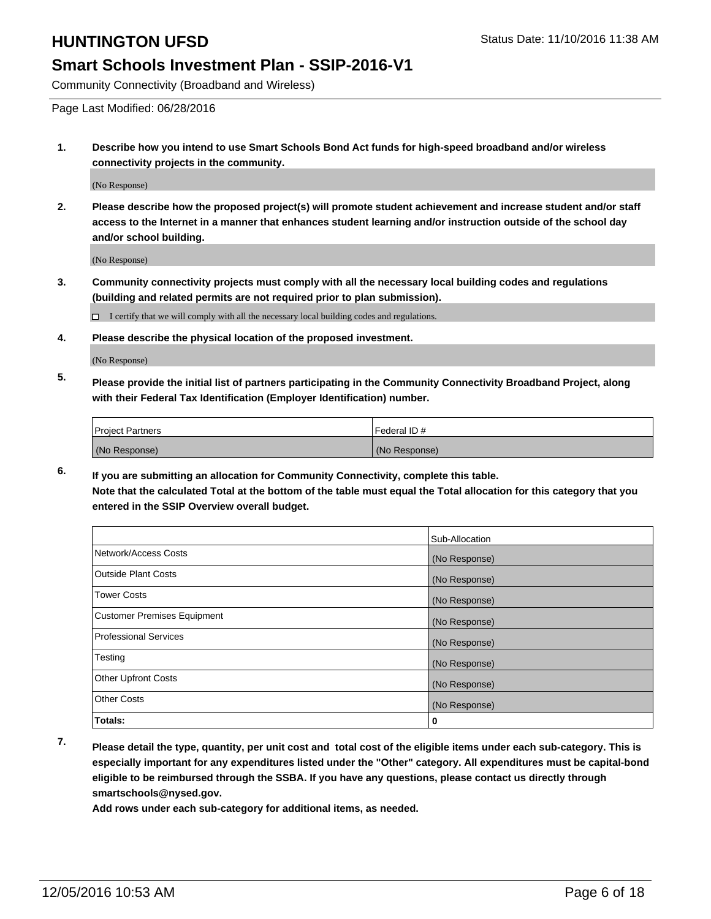# HUNTINGTON UFSD

Status Date: 11/10/2016 11:38 AM

## Smart Schools Investment Plan - SSIP-2016-V1

Community Connectivity (Broadband and Wireless)

Page Last Modified: 06/28/2016

**1. Describe how you intend to use Smart Schools Bond Act funds for high-speed broadband and/or wireless connectivity projects in the community.**

(No Response)

**2. Please describe how the proposed project(s) will promote student achievement and increase student and/or staff access to the Internet in a manner that enhances student learning and/or instruction outside of the school day and/or school building.**

(No Response)

**3. Community connectivity projects must comply with all the necessary local building codes and regulations (building and related permits are not required prior to plan submission).**

☐ I certify that we will comply with all the necessary local building codes and regulations.

**4. Please describe the physical location of the proposed investment.**

(No Response)

**5. Please provide the initial list of partners participating in the Community Connectivity Broadband Project, along with their Federal Tax Identification (Employer Identification) number.**

| Project Partners | Federal ID # |
|---|---|
| (No Response) | (No Response) |

**6. If you are submitting an allocation for Community Connectivity, complete this table. Note that the calculated Total at the bottom of the table must equal the Total allocation for this category that you entered in the SSIP Overview overall budget.**

| | Sub-Allocation |
|---|---|
| Network/Access Costs | (No Response) |
| Outside Plant Costs | (No Response) |
| Tower Costs | (No Response) |
| Customer Premises Equipment | (No Response) |
| Professional Services | (No Response) |
| Testing | (No Response) |
| Other Upfront Costs | (No Response) |
| Other Costs | (No Response) |
| **Totals:** | **0** |

**7. Please detail the type, quantity, per unit cost and total cost of the eligible items under each sub-category. This is especially important for any expenditures listed under the "Other" category. All expenditures must be capital-bond eligible to be reimbursed through the SSBA. If you have any questions, please contact us directly through smartschools@nysed.gov.**

**Add rows under each sub-category for additional items, as needed.**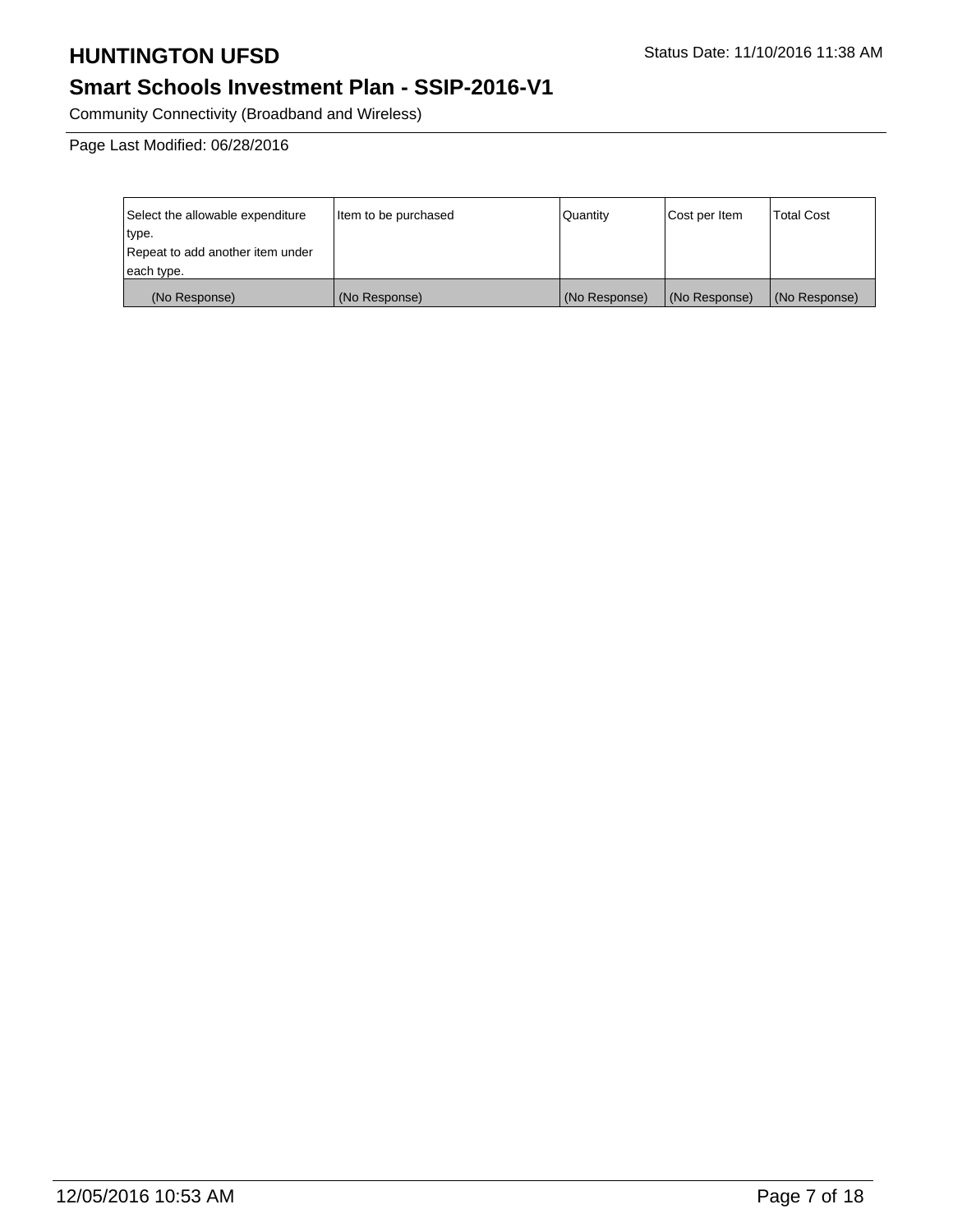| Select the allowable expenditure type. Repeat to add another item under each type. | Item to be purchased | Quantity | Cost per Item | Total Cost |
| --- | --- | --- | --- | --- |
| (No Response) | (No Response) | (No Response) | (No Response) | (No Response) |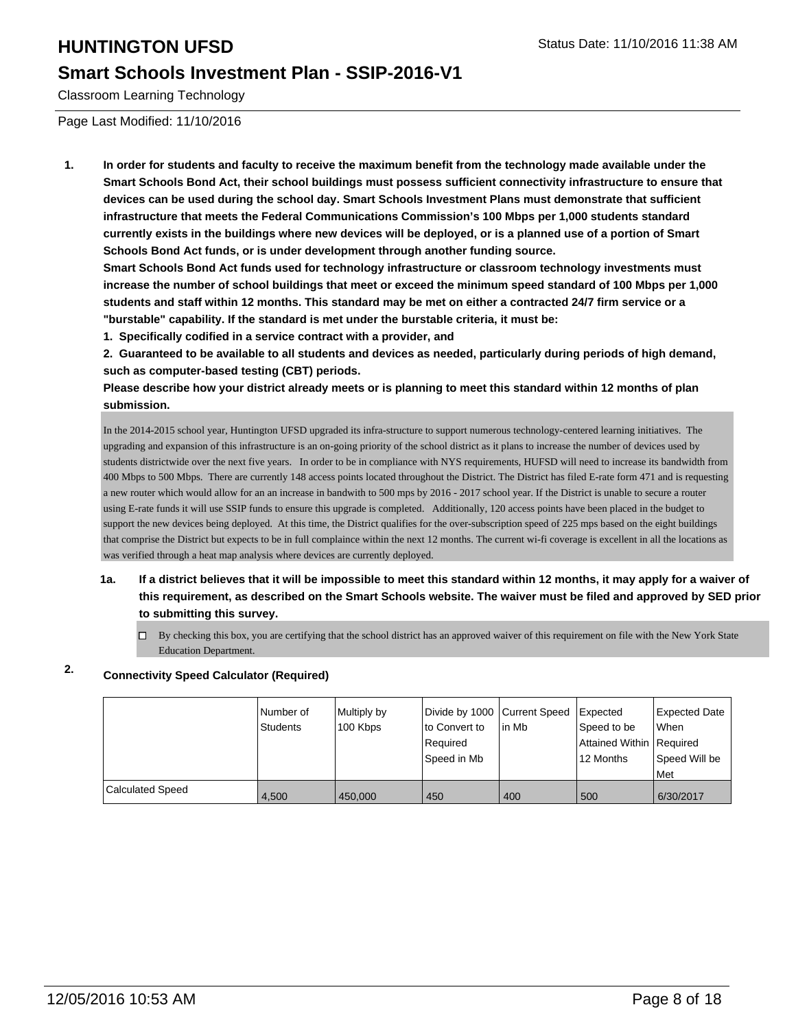Classroom Learning Technology

Page Last Modified: 11/10/2016

**1. In order for students and faculty to receive the maximum benefit from the technology made available under the Smart Schools Bond Act, their school buildings must possess sufficient connectivity infrastructure to ensure that devices can be used during the school day. Smart Schools Investment Plans must demonstrate that sufficient infrastructure that meets the Federal Communications Commission's 100 Mbps per 1,000 students standard currently exists in the buildings where new devices will be deployed, or is a planned use of a portion of Smart Schools Bond Act funds, or is under development through another funding source.**

**Smart Schools Bond Act funds used for technology infrastructure or classroom technology investments must increase the number of school buildings that meet or exceed the minimum speed standard of 100 Mbps per 1,000 students and staff within 12 months. This standard may be met on either a contracted 24/7 firm service or a "burstable" capability. If the standard is met under the burstable criteria, it must be:**

**1. Specifically codified in a service contract with a provider, and**

**2. Guaranteed to be available to all students and devices as needed, particularly during periods of high demand, such as computer-based testing (CBT) periods.**

**Please describe how your district already meets or is planning to meet this standard within 12 months of plan submission.**

In the 2014-2015 school year, Huntington UFSD upgraded its infra-structure to support numerous technology-centered learning initiatives. The upgrading and expansion of this infrastructure is an on-going priority of the school district as it plans to increase the number of devices used by students districtwide over the next five years. In order to be in compliance with NYS requirements, HUFSD will need to increase its bandwidth from 400 Mbps to 500 Mbps. There are currently 148 access points located throughout the District. The District has filed E-rate form 471 and is requesting a new router which would allow for an an increase in bandwith to 500 mps by 2016 - 2017 school year. If the District is unable to secure a router using E-rate funds it will use SSIP funds to ensure this upgrade is completed. Additionally, 120 access points have been placed in the budget to support the new devices being deployed. At this time, the District qualifies for the over-subscription speed of 225 mps based on the eight buildings that comprise the District but expects to be in full complaince within the next 12 months. The current wi-fi coverage is excellent in all the locations as was verified through a heat map analysis where devices are currently deployed.

**1a. If a district believes that it will be impossible to meet this standard within 12 months, it may apply for a waiver of this requirement, as described on the Smart Schools website. The waiver must be filed and approved by SED prior to submitting this survey.**

☐ By checking this box, you are certifying that the school district has an approved waiver of this requirement on file with the New York State Education Department.

**2. Connectivity Speed Calculator (Required)**

| | Number of Students | Multiply by 100 Kbps | Divide by 1000 to Convert to Required Speed in Mb | Current Speed in Mb | Expected Speed to be Attained Within 12 Months | Expected Date When Required Speed Will be Met |
|---|---|---|---|---|---|---|
| Calculated Speed | 4,500 | 450,000 | 450 | 400 | 500 | 6/30/2017 |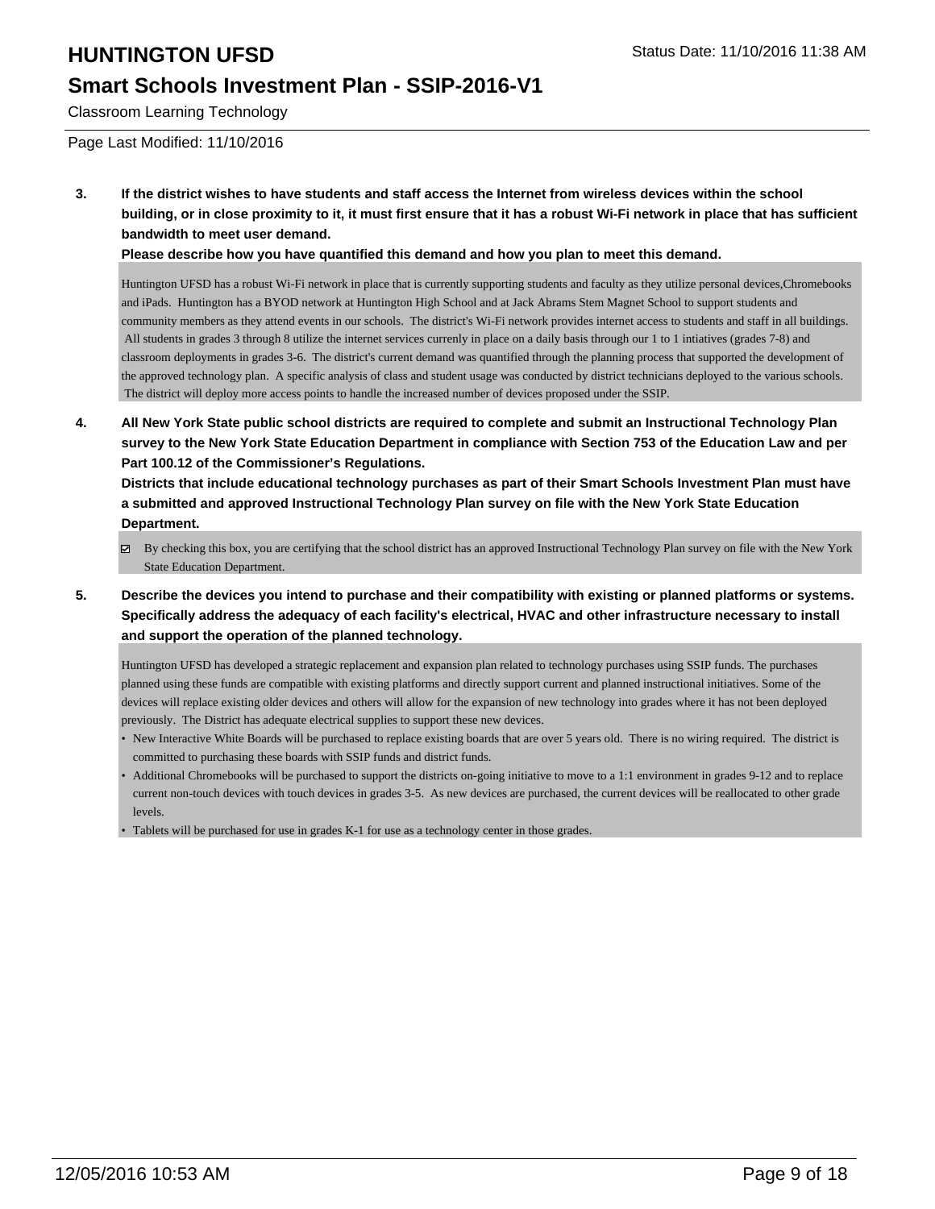**3. If the district wishes to have students and staff access the Internet from wireless devices within the school building, or in close proximity to it, it must first ensure that it has a robust Wi-Fi network in place that has sufficient bandwidth to meet user demand.**

**Please describe how you have quantified this demand and how you plan to meet this demand.**

Huntington UFSD has a robust Wi-Fi network in place that is currently supporting students and faculty as they utilize personal devices,Chromebooks and iPads. Huntington has a BYOD network at Huntington High School and at Jack Abrams Stem Magnet School to support students and community members as they attend events in our schools. The district's Wi-Fi network provides internet access to students and staff in all buildings. All students in grades 3 through 8 utilize the internet services currenly in place on a daily basis through our 1 to 1 intiatives (grades 7-8) and classroom deployments in grades 3-6. The district's current demand was quantified through the planning process that supported the development of the approved technology plan. A specific analysis of class and student usage was conducted by district technicians deployed to the various schools. The district will deploy more access points to handle the increased number of devices proposed under the SSIP.

**4. All New York State public school districts are required to complete and submit an Instructional Technology Plan survey to the New York State Education Department in compliance with Section 753 of the Education Law and per Part 100.12 of the Commissioner's Regulations.**

**Districts that include educational technology purchases as part of their Smart Schools Investment Plan must have a submitted and approved Instructional Technology Plan survey on file with the New York State Education Department.**

☑ By checking this box, you are certifying that the school district has an approved Instructional Technology Plan survey on file with the New York State Education Department.

**5. Describe the devices you intend to purchase and their compatibility with existing or planned platforms or systems. Specifically address the adequacy of each facility's electrical, HVAC and other infrastructure necessary to install and support the operation of the planned technology.**

Huntington UFSD has developed a strategic replacement and expansion plan related to technology purchases using SSIP funds. The purchases planned using these funds are compatible with existing platforms and directly support current and planned instructional initiatives. Some of the devices will replace existing older devices and others will allow for the expansion of new technology into grades where it has not been deployed previously. The District has adequate electrical supplies to support these new devices.

- New Interactive White Boards will be purchased to replace existing boards that are over 5 years old. There is no wiring required. The district is committed to purchasing these boards with SSIP funds and district funds.
- Additional Chromebooks will be purchased to support the districts on-going initiative to move to a 1:1 environment in grades 9-12 and to replace current non-touch devices with touch devices in grades 3-5. As new devices are purchased, the current devices will be reallocated to other grade levels.
- Tablets will be purchased for use in grades K-1 for use as a technology center in those grades.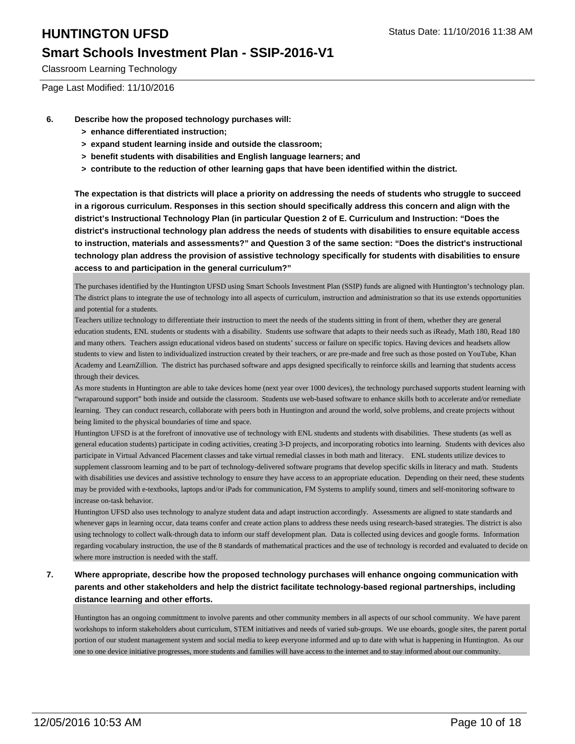**6. Describe how the proposed technology purchases will:**

- **> enhance differentiated instruction;**
- **> expand student learning inside and outside the classroom;**
- **> benefit students with disabilities and English language learners; and**
- **> contribute to the reduction of other learning gaps that have been identified within the district.**

**The expectation is that districts will place a priority on addressing the needs of students who struggle to succeed in a rigorous curriculum. Responses in this section should specifically address this concern and align with the district's Instructional Technology Plan (in particular Question 2 of E. Curriculum and Instruction: "Does the district's instructional technology plan address the needs of students with disabilities to ensure equitable access to instruction, materials and assessments?" and Question 3 of the same section: "Does the district's instructional technology plan address the provision of assistive technology specifically for students with disabilities to ensure access to and participation in the general curriculum?"**

The purchases identified by the Huntington UFSD using Smart Schools Investment Plan (SSIP) funds are aligned with Huntington's technology plan. The district plans to integrate the use of technology into all aspects of curriculum, instruction and administration so that its use extends opportunities and potential for a students.

Teachers utilize technology to differentiate their instruction to meet the needs of the students sitting in front of them, whether they are general education students, ENL students or students with a disability. Students use software that adapts to their needs such as iReady, Math 180, Read 180 and many others. Teachers assign educational videos based on students' success or failure on specific topics. Having devices and headsets allow students to view and listen to individualized instruction created by their teachers, or are pre-made and free such as those posted on YouTube, Khan Academy and LearnZillion. The district has purchased software and apps designed specifically to reinforce skills and learning that students access through their devices.

As more students in Huntington are able to take devices home (next year over 1000 devices), the technology purchased supports student learning with "wraparound support" both inside and outside the classroom. Students use web-based software to enhance skills both to accelerate and/or remediate learning. They can conduct research, collaborate with peers both in Huntington and around the world, solve problems, and create projects without being limited to the physical boundaries of time and space.

Huntington UFSD is at the forefront of innovative use of technology with ENL students and students with disabilities. These students (as well as general education students) participate in coding activities, creating 3-D projects, and incorporating robotics into learning. Students with devices also participate in Virtual Advanced Placement classes and take virtual remedial classes in both math and literacy. ENL students utilize devices to supplement classroom learning and to be part of technology-delivered software programs that develop specific skills in literacy and math. Students with disabilities use devices and assistive technology to ensure they have access to an appropriate education. Depending on their need, these students may be provided with e-textbooks, laptops and/or iPads for communication, FM Systems to amplify sound, timers and self-monitoring software to increase on-task behavior.

Huntington UFSD also uses technology to analyze student data and adapt instruction accordingly. Assessments are aligned to state standards and whenever gaps in learning occur, data teams confer and create action plans to address these needs using research-based strategies. The district is also using technology to collect walk-through data to inform our staff development plan. Data is collected using devices and google forms. Information regarding vocabulary instruction, the use of the 8 standards of mathematical practices and the use of technology is recorded and evaluated to decide on where more instruction is needed with the staff.

**7. Where appropriate, describe how the proposed technology purchases will enhance ongoing communication with parents and other stakeholders and help the district facilitate technology-based regional partnerships, including distance learning and other efforts.**

Huntington has an ongoing committment to involve parents and other community members in all aspects of our school community. We have parent workshops to inform stakeholders about curriculum, STEM initiatives and needs of varied sub-groups. We use eboards, google sites, the parent portal portion of our student management system and social media to keep everyone informed and up to date with what is happening in Huntington. As our one to one device initiative progresses, more students and families will have access to the internet and to stay informed about our community.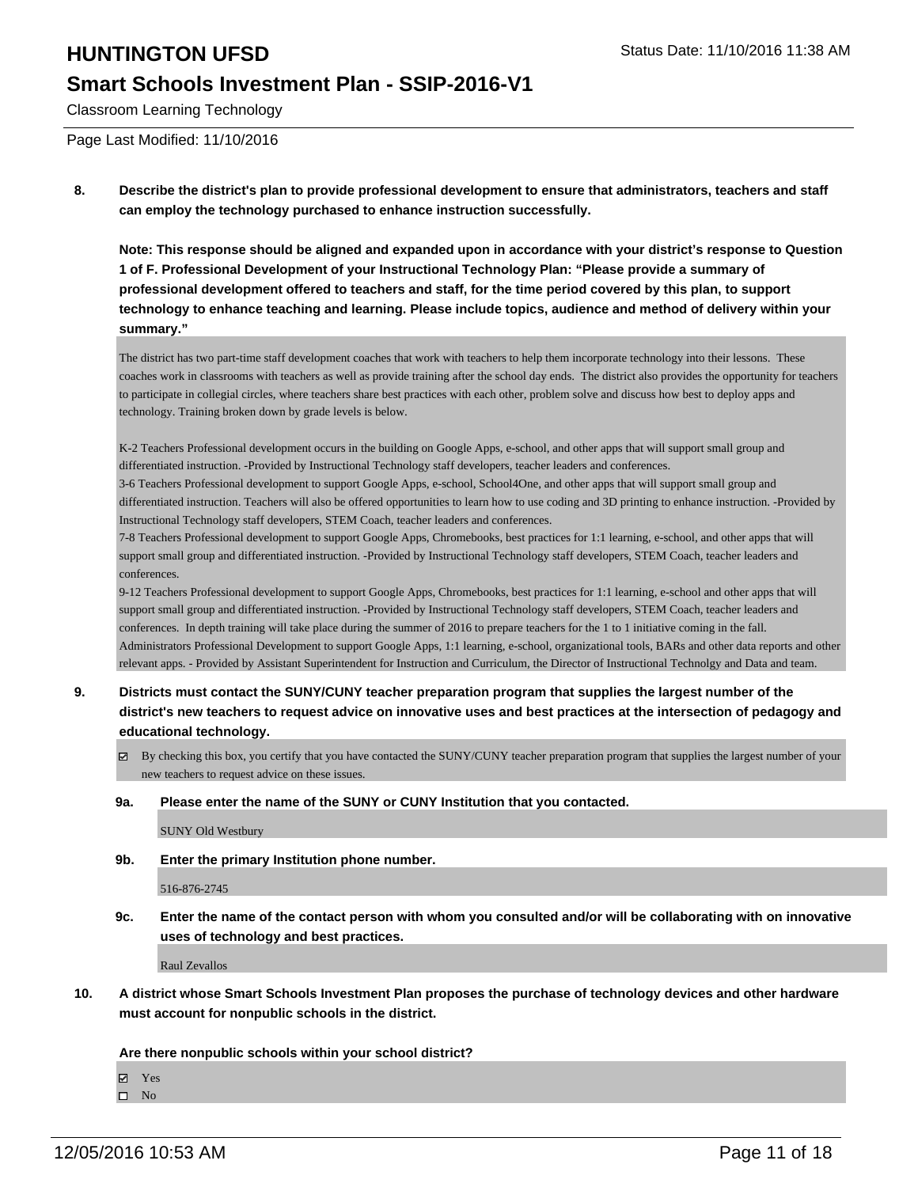# HUNTINGTON UFSD

## Smart Schools Investment Plan - SSIP-2016-V1

Classroom Learning Technology

Status Date: 11/10/2016 11:38 AM

Page Last Modified: 11/10/2016

**8. Describe the district's plan to provide professional development to ensure that administrators, teachers and staff can employ the technology purchased to enhance instruction successfully.**

**Note: This response should be aligned and expanded upon in accordance with your district's response to Question 1 of F. Professional Development of your Instructional Technology Plan: "Please provide a summary of professional development offered to teachers and staff, for the time period covered by this plan, to support technology to enhance teaching and learning. Please include topics, audience and method of delivery within your summary."**

The district has two part-time staff development coaches that work with teachers to help them incorporate technology into their lessons. These coaches work in classrooms with teachers as well as provide training after the school day ends. The district also provides the opportunity for teachers to participate in collegial circles, where teachers share best practices with each other, problem solve and discuss how best to deploy apps and technology. Training broken down by grade levels is below.

K-2 Teachers Professional development occurs in the building on Google Apps, e-school, and other apps that will support small group and differentiated instruction. -Provided by Instructional Technology staff developers, teacher leaders and conferences.
3-6 Teachers Professional development to support Google Apps, e-school, School4One, and other apps that will support small group and differentiated instruction. Teachers will also be offered opportunities to learn how to use coding and 3D printing to enhance instruction. -Provided by Instructional Technology staff developers, STEM Coach, teacher leaders and conferences.
7-8 Teachers Professional development to support Google Apps, Chromebooks, best practices for 1:1 learning, e-school, and other apps that will support small group and differentiated instruction. -Provided by Instructional Technology staff developers, STEM Coach, teacher leaders and conferences.
9-12 Teachers Professional development to support Google Apps, Chromebooks, best practices for 1:1 learning, e-school and other apps that will support small group and differentiated instruction. -Provided by Instructional Technology staff developers, STEM Coach, teacher leaders and conferences. In depth training will take place during the summer of 2016 to prepare teachers for the 1 to 1 initiative coming in the fall.
Administrators Professional Development to support Google Apps, 1:1 learning, e-school, organizational tools, BARs and other data reports and other relevant apps. - Provided by Assistant Superintendent for Instruction and Curriculum, the Director of Instructional Technolgy and Data and team.

**9. Districts must contact the SUNY/CUNY teacher preparation program that supplies the largest number of the district's new teachers to request advice on innovative uses and best practices at the intersection of pedagogy and educational technology.**

☑ By checking this box, you certify that you have contacted the SUNY/CUNY teacher preparation program that supplies the largest number of your new teachers to request advice on these issues.

**9a. Please enter the name of the SUNY or CUNY Institution that you contacted.**

SUNY Old Westbury

**9b. Enter the primary Institution phone number.**

516-876-2745

**9c. Enter the name of the contact person with whom you consulted and/or will be collaborating with on innovative uses of technology and best practices.**

Raul Zevallos

**10. A district whose Smart Schools Investment Plan proposes the purchase of technology devices and other hardware must account for nonpublic schools in the district.**

**Are there nonpublic schools within your school district?**

☑ Yes
☐ No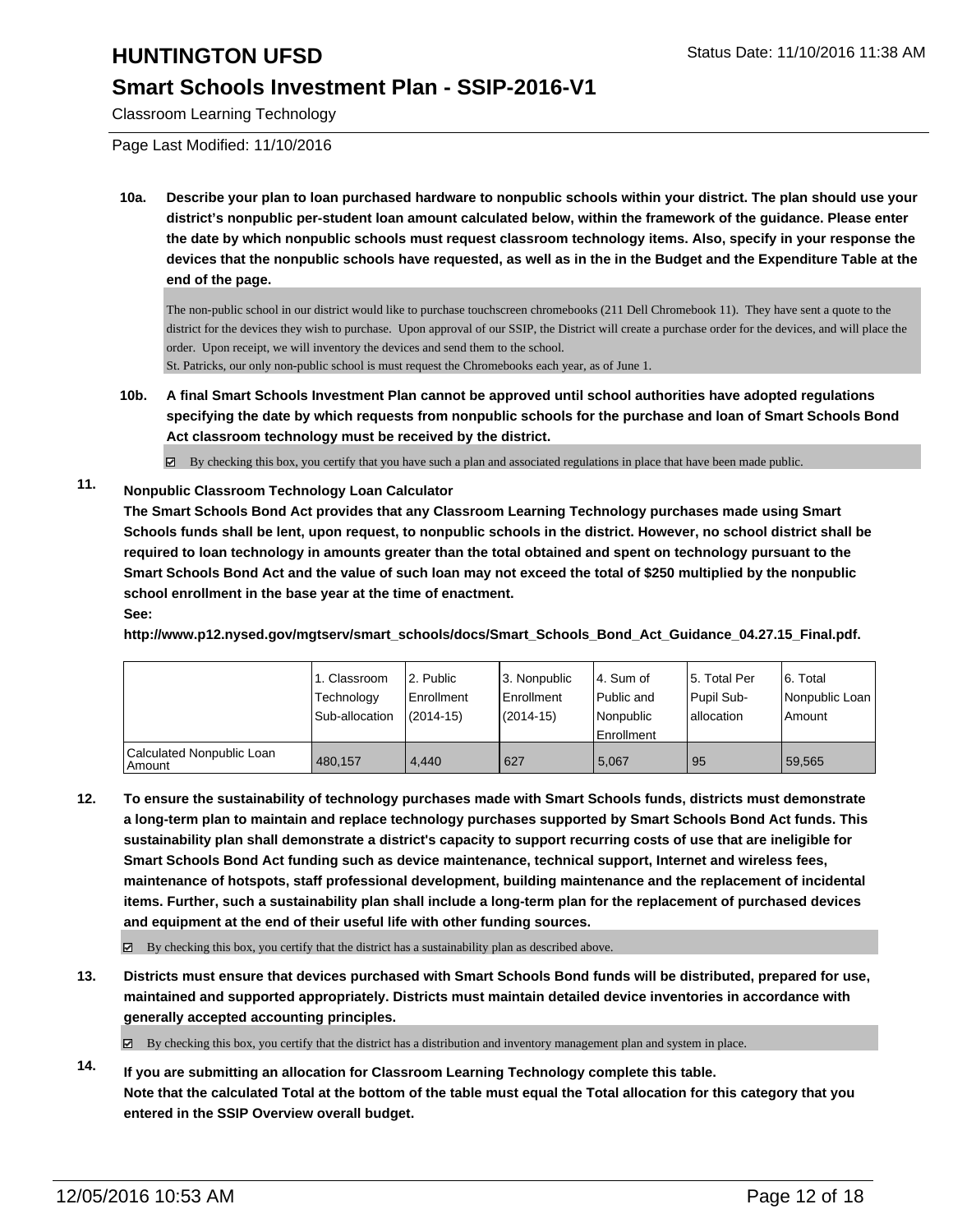**10a. Describe your plan to loan purchased hardware to nonpublic schools within your district. The plan should use your district's nonpublic per-student loan amount calculated below, within the framework of the guidance. Please enter the date by which nonpublic schools must request classroom technology items. Also, specify in your response the devices that the nonpublic schools have requested, as well as in the in the Budget and the Expenditure Table at the end of the page.**

The non-public school in our district would like to purchase touchscreen chromebooks (211 Dell Chromebook 11). They have sent a quote to the district for the devices they wish to purchase. Upon approval of our SSIP, the District will create a purchase order for the devices, and will place the order. Upon receipt, we will inventory the devices and send them to the school.
St. Patricks, our only non-public school is must request the Chromebooks each year, as of June 1.

**10b. A final Smart Schools Investment Plan cannot be approved until school authorities have adopted regulations specifying the date by which requests from nonpublic schools for the purchase and loan of Smart Schools Bond Act classroom technology must be received by the district.**

☑ By checking this box, you certify that you have such a plan and associated regulations in place that have been made public.

**11. Nonpublic Classroom Technology Loan Calculator**
**The Smart Schools Bond Act provides that any Classroom Learning Technology purchases made using Smart Schools funds shall be lent, upon request, to nonpublic schools in the district. However, no school district shall be required to loan technology in amounts greater than the total obtained and spent on technology pursuant to the Smart Schools Bond Act and the value of such loan may not exceed the total of $250 multiplied by the nonpublic school enrollment in the base year at the time of enactment.**
**See:**
**http://www.p12.nysed.gov/mgtserv/smart_schools/docs/Smart_Schools_Bond_Act_Guidance_04.27.15_Final.pdf.**

| | 1. Classroom Technology Sub-allocation | 2. Public Enrollment (2014-15) | 3. Nonpublic Enrollment (2014-15) | 4. Sum of Public and Nonpublic Enrollment | 5. Total Per Pupil Sub-allocation | 6. Total Nonpublic Loan Amount |
|---|---|---|---|---|---|---|
| Calculated Nonpublic Loan Amount | 480,157 | 4,440 | 627 | 5,067 | 95 | 59,565 |

**12. To ensure the sustainability of technology purchases made with Smart Schools funds, districts must demonstrate a long-term plan to maintain and replace technology purchases supported by Smart Schools Bond Act funds. This sustainability plan shall demonstrate a district's capacity to support recurring costs of use that are ineligible for Smart Schools Bond Act funding such as device maintenance, technical support, Internet and wireless fees, maintenance of hotspots, staff professional development, building maintenance and the replacement of incidental items. Further, such a sustainability plan shall include a long-term plan for the replacement of purchased devices and equipment at the end of their useful life with other funding sources.**

☑ By checking this box, you certify that the district has a sustainability plan as described above.

**13. Districts must ensure that devices purchased with Smart Schools Bond funds will be distributed, prepared for use, maintained and supported appropriately. Districts must maintain detailed device inventories in accordance with generally accepted accounting principles.**

☑ By checking this box, you certify that the district has a distribution and inventory management plan and system in place.

**14. If you are submitting an allocation for Classroom Learning Technology complete this table.**
**Note that the calculated Total at the bottom of the table must equal the Total allocation for this category that you entered in the SSIP Overview overall budget.**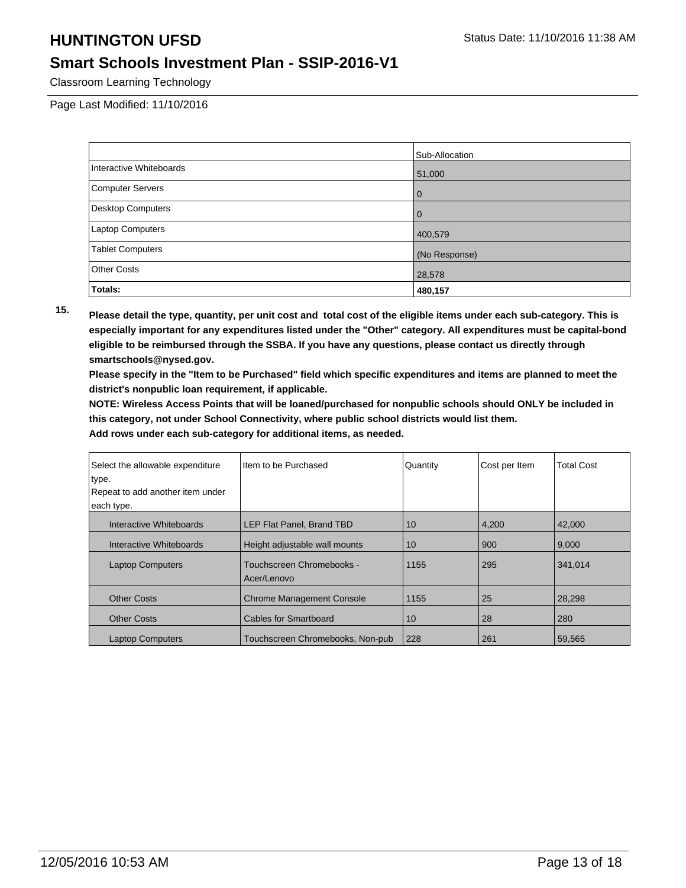# HUNTINGTON UFSD

Status Date: 11/10/2016 11:38 AM

## Smart Schools Investment Plan - SSIP-2016-V1

Classroom Learning Technology

Page Last Modified: 11/10/2016

| | Sub-Allocation |
|---|---|
| Interactive Whiteboards | 51,000 |
| Computer Servers | 0 |
| Desktop Computers | 0 |
| Laptop Computers | 400,579 |
| Tablet Computers | (No Response) |
| Other Costs | 28,578 |
| **Totals:** | **480,157** |

**15.** **Please detail the type, quantity, per unit cost and total cost of the eligible items under each sub-category. This is especially important for any expenditures listed under the "Other" category. All expenditures must be capital-bond eligible to be reimbursed through the SSBA. If you have any questions, please contact us directly through smartschools@nysed.gov.**

**Please specify in the "Item to be Purchased" field which specific expenditures and items are planned to meet the district's nonpublic loan requirement, if applicable.**

**NOTE: Wireless Access Points that will be loaned/purchased for nonpublic schools should ONLY be included in this category, not under School Connectivity, where public school districts would list them.**

**Add rows under each sub-category for additional items, as needed.**

| Select the allowable expenditure type. Repeat to add another item under each type. | Item to be Purchased | Quantity | Cost per Item | Total Cost |
|---|---|---|---|---|
| Interactive Whiteboards | LEP Flat Panel, Brand TBD | 10 | 4,200 | 42,000 |
| Interactive Whiteboards | Height adjustable wall mounts | 10 | 900 | 9,000 |
| Laptop Computers | Touchscreen Chromebooks - Acer/Lenovo | 1155 | 295 | 341,014 |
| Other Costs | Chrome Management Console | 1155 | 25 | 28,298 |
| Other Costs | Cables for Smartboard | 10 | 28 | 280 |
| Laptop Computers | Touchscreen Chromebooks, Non-pub | 228 | 261 | 59,565 |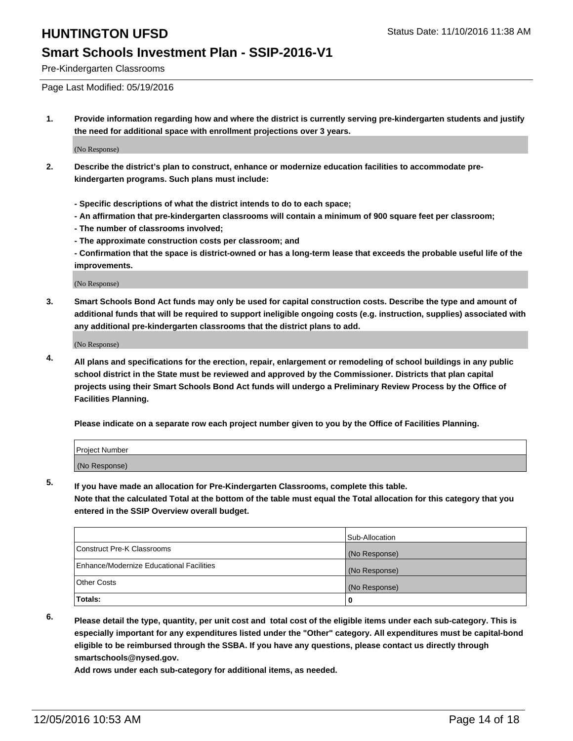# HUNTINGTON UFSD

Status Date: 11/10/2016 11:38 AM

## Smart Schools Investment Plan - SSIP-2016-V1

Pre-Kindergarten Classrooms

Page Last Modified: 05/19/2016

1. **Provide information regarding how and where the district is currently serving pre-kindergarten students and justify the need for additional space with enrollment projections over 3 years.**

   (No Response)

2. **Describe the district's plan to construct, enhance or modernize education facilities to accommodate pre-kindergarten programs. Such plans must include:**

   **- Specific descriptions of what the district intends to do to each space;**
   **- An affirmation that pre-kindergarten classrooms will contain a minimum of 900 square feet per classroom;**
   **- The number of classrooms involved;**
   **- The approximate construction costs per classroom; and**
   **- Confirmation that the space is district-owned or has a long-term lease that exceeds the probable useful life of the improvements.**

   (No Response)

3. **Smart Schools Bond Act funds may only be used for capital construction costs. Describe the type and amount of additional funds that will be required to support ineligible ongoing costs (e.g. instruction, supplies) associated with any additional pre-kindergarten classrooms that the district plans to add.**

   (No Response)

4. **All plans and specifications for the erection, repair, enlargement or remodeling of school buildings in any public school district in the State must be reviewed and approved by the Commissioner. Districts that plan capital projects using their Smart Schools Bond Act funds will undergo a Preliminary Review Process by the Office of Facilities Planning.**

   **Please indicate on a separate row each project number given to you by the Office of Facilities Planning.**

| Project Number |
|---|
| (No Response) |

5. **If you have made an allocation for Pre-Kindergarten Classrooms, complete this table.**
   **Note that the calculated Total at the bottom of the table must equal the Total allocation for this category that you entered in the SSIP Overview overall budget.**

| | Sub-Allocation |
|---|---|
| Construct Pre-K Classrooms | (No Response) |
| Enhance/Modernize Educational Facilities | (No Response) |
| Other Costs | (No Response) |
| **Totals:** | **0** |

6. **Please detail the type, quantity, per unit cost and total cost of the eligible items under each sub-category. This is especially important for any expenditures listed under the "Other" category. All expenditures must be capital-bond eligible to be reimbursed through the SSBA. If you have any questions, please contact us directly through smartschools@nysed.gov.**

   **Add rows under each sub-category for additional items, as needed.**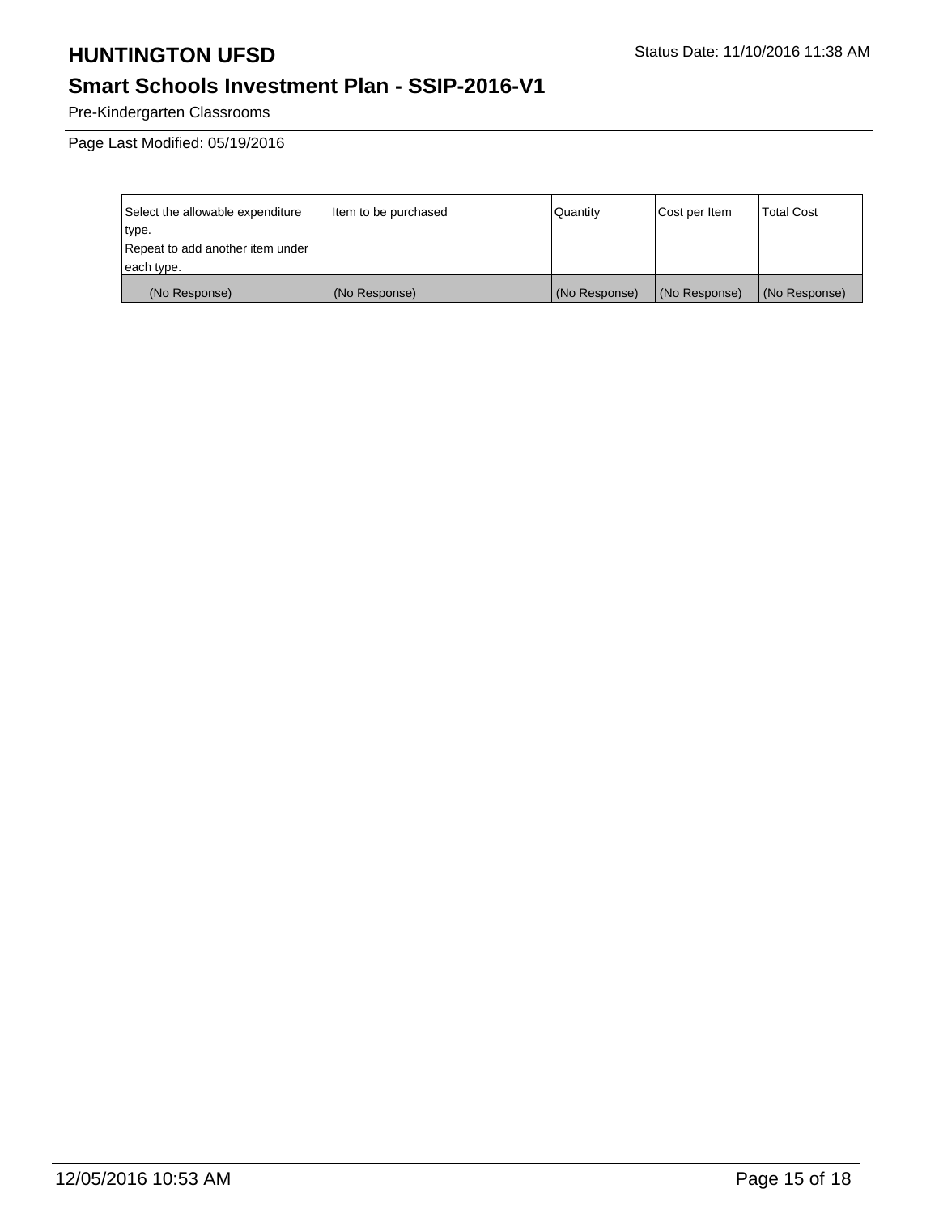| Select the allowable expenditure type. Repeat to add another item under each type. | Item to be purchased | Quantity | Cost per Item | Total Cost |
|---|---|---|---|---|
| (No Response) | (No Response) | (No Response) | (No Response) | (No Response) |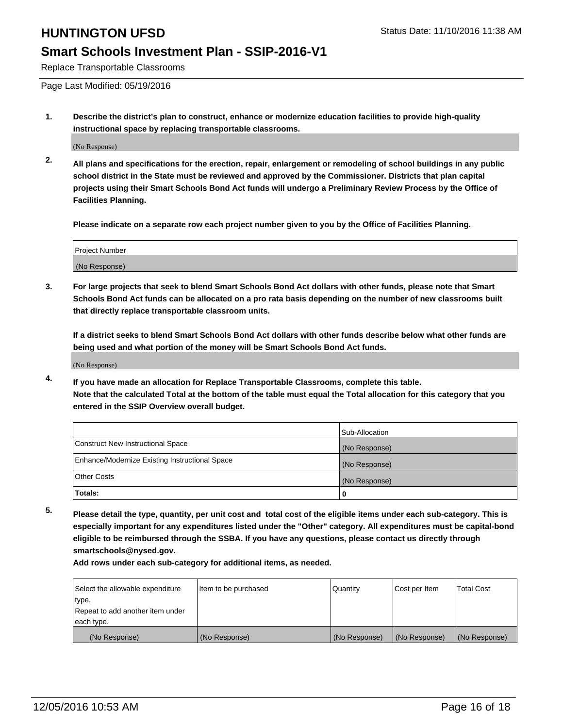# HUNTINGTON UFSD

Status Date: 11/10/2016 11:38 AM

## Smart Schools Investment Plan - SSIP-2016-V1

Replace Transportable Classrooms

Page Last Modified: 05/19/2016

**1. Describe the district's plan to construct, enhance or modernize education facilities to provide high-quality instructional space by replacing transportable classrooms.**

(No Response)

**2. All plans and specifications for the erection, repair, enlargement or remodeling of school buildings in any public school district in the State must be reviewed and approved by the Commissioner. Districts that plan capital projects using their Smart Schools Bond Act funds will undergo a Preliminary Review Process by the Office of Facilities Planning.**

**Please indicate on a separate row each project number given to you by the Office of Facilities Planning.**

| Project Number |
|---|
| (No Response) |

**3. For large projects that seek to blend Smart Schools Bond Act dollars with other funds, please note that Smart Schools Bond Act funds can be allocated on a pro rata basis depending on the number of new classrooms built that directly replace transportable classroom units.**

**If a district seeks to blend Smart Schools Bond Act dollars with other funds describe below what other funds are being used and what portion of the money will be Smart Schools Bond Act funds.**

(No Response)

**4. If you have made an allocation for Replace Transportable Classrooms, complete this table.**
**Note that the calculated Total at the bottom of the table must equal the Total allocation for this category that you entered in the SSIP Overview overall budget.**

| | Sub-Allocation |
|---|---|
| Construct New Instructional Space | (No Response) |
| Enhance/Modernize Existing Instructional Space | (No Response) |
| Other Costs | (No Response) |
| **Totals:** | **0** |

**5. Please detail the type, quantity, per unit cost and total cost of the eligible items under each sub-category. This is especially important for any expenditures listed under the "Other" category. All expenditures must be capital-bond eligible to be reimbursed through the SSBA. If you have any questions, please contact us directly through smartschools@nysed.gov.**

**Add rows under each sub-category for additional items, as needed.**

| Select the allowable expenditure type. Repeat to add another item under each type. | Item to be purchased | Quantity | Cost per Item | Total Cost |
|---|---|---|---|---|
| (No Response) | (No Response) | (No Response) | (No Response) | (No Response) |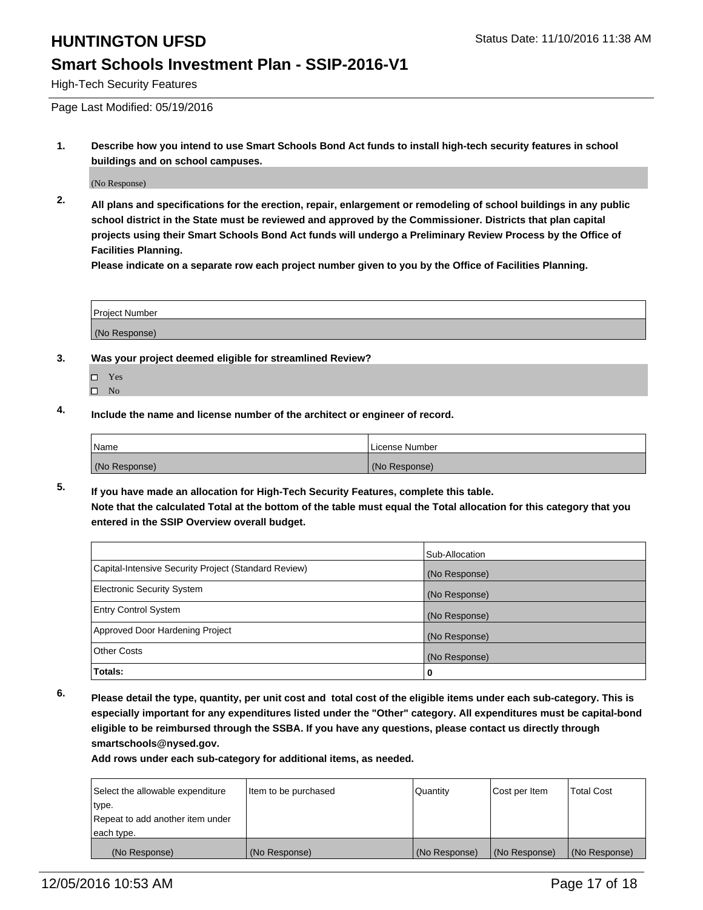# HUNTINGTON UFSD

Status Date: 11/10/2016 11:38 AM

## Smart Schools Investment Plan - SSIP-2016-V1

High-Tech Security Features

Page Last Modified: 05/19/2016

**1. Describe how you intend to use Smart Schools Bond Act funds to install high-tech security features in school buildings and on school campuses.**

(No Response)

**2. All plans and specifications for the erection, repair, enlargement or remodeling of school buildings in any public school district in the State must be reviewed and approved by the Commissioner. Districts that plan capital projects using their Smart Schools Bond Act funds will undergo a Preliminary Review Process by the Office of Facilities Planning.**

**Please indicate on a separate row each project number given to you by the Office of Facilities Planning.**

| Project Number |
| --- |
| (No Response) |

**3. Was your project deemed eligible for streamlined Review?**

☐ Yes
☐ No

**4. Include the name and license number of the architect or engineer of record.**

| Name | License Number |
| --- | --- |
| (No Response) | (No Response) |

**5. If you have made an allocation for High-Tech Security Features, complete this table.**
**Note that the calculated Total at the bottom of the table must equal the Total allocation for this category that you entered in the SSIP Overview overall budget.**

| | Sub-Allocation |
| --- | --- |
| Capital-Intensive Security Project (Standard Review) | (No Response) |
| Electronic Security System | (No Response) |
| Entry Control System | (No Response) |
| Approved Door Hardening Project | (No Response) |
| Other Costs | (No Response) |
| **Totals:** | **0** |

**6. Please detail the type, quantity, per unit cost and total cost of the eligible items under each sub-category. This is especially important for any expenditures listed under the "Other" category. All expenditures must be capital-bond eligible to be reimbursed through the SSBA. If you have any questions, please contact us directly through smartschools@nysed.gov.**

**Add rows under each sub-category for additional items, as needed.**

| Select the allowable expenditure type. Repeat to add another item under each type. | Item to be purchased | Quantity | Cost per Item | Total Cost |
| --- | --- | --- | --- | --- |
| (No Response) | (No Response) | (No Response) | (No Response) | (No Response) |